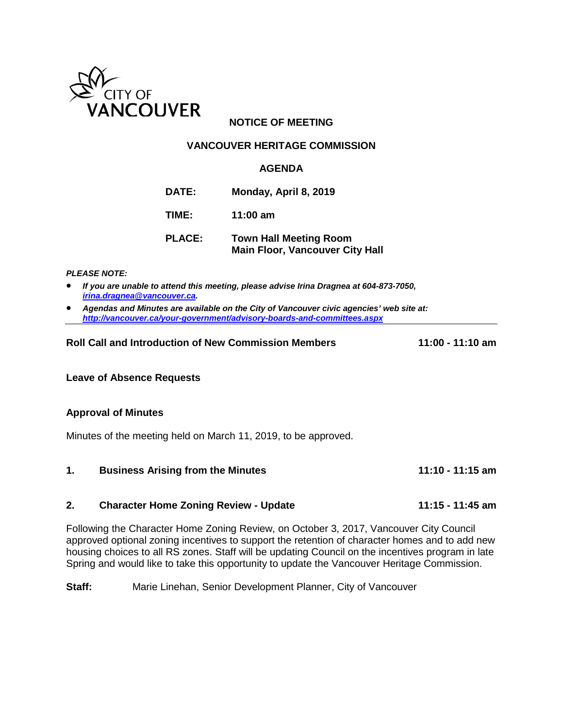CITY OF VANCOUVER

## NOTICE OF MEETING

## VANCOUVER HERITAGE COMMISSION

## AGENDA

**DATE:** Monday, April 8, 2019

**TIME:** 11:00 am

**PLACE:** Town Hall Meeting Room
Main Floor, Vancouver City Hall

***PLEASE NOTE:***

- ***If you are unable to attend this meeting, please advise Irina Dragnea at 604-873-7050, irina.dragnea@vancouver.ca.***
- ***Agendas and Minutes are available on the City of Vancouver civic agencies' web site at: http://vancouver.ca/your-government/advisory-boards-and-committees.aspx***

---

**Roll Call and Introduction of New Commission Members** **11:00 - 11:10 am**

**Leave of Absence Requests**

**Approval of Minutes**

Minutes of the meeting held on March 11, 2019, to be approved.

**1. Business Arising from the Minutes** **11:10 - 11:15 am**

**2. Character Home Zoning Review - Update** **11:15 - 11:45 am**

Following the Character Home Zoning Review, on October 3, 2017, Vancouver City Council approved optional zoning incentives to support the retention of character homes and to add new housing choices to all RS zones. Staff will be updating Council on the incentives program in late Spring and would like to take this opportunity to update the Vancouver Heritage Commission.

**Staff:** Marie Linehan, Senior Development Planner, City of Vancouver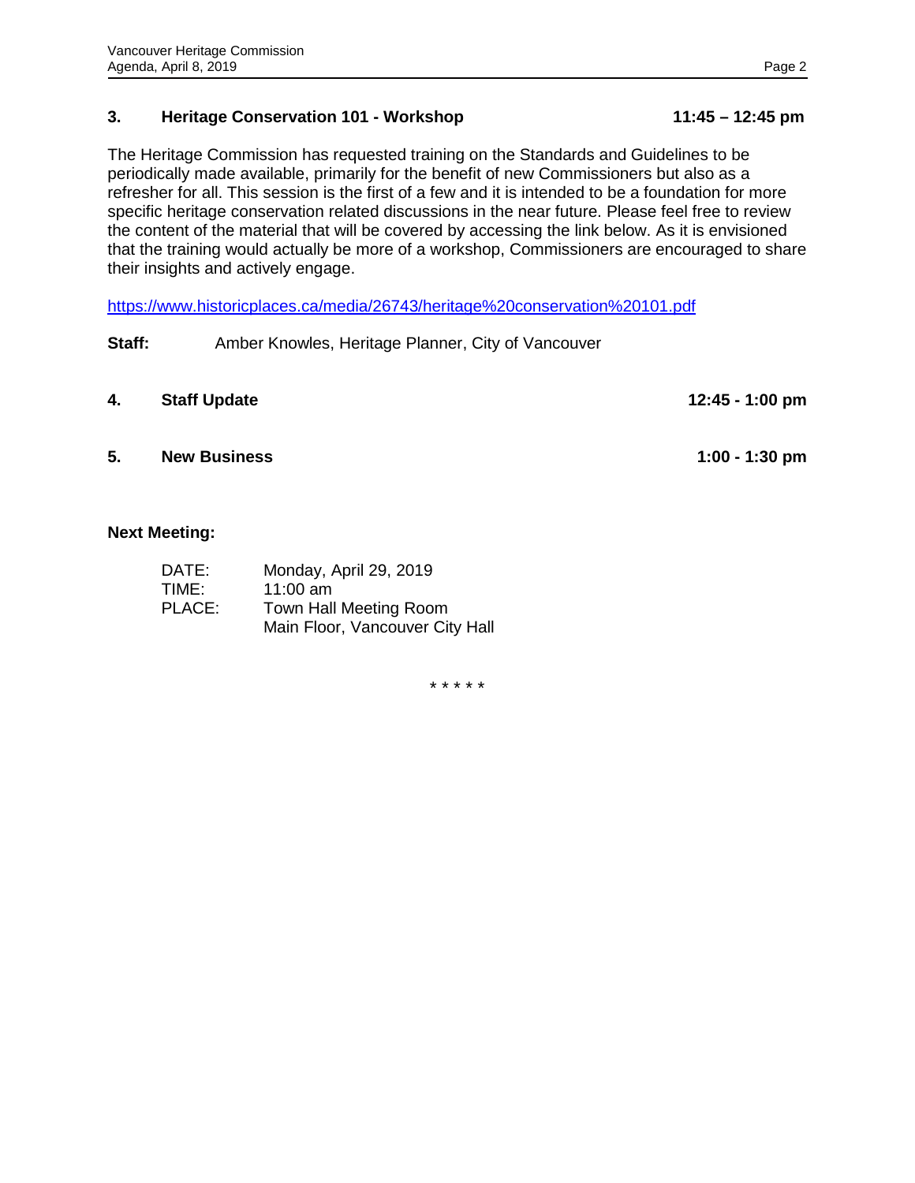### 3. Heritage Conservation 101 - Workshop 11:45 – 12:45 pm

The Heritage Commission has requested training on the Standards and Guidelines to be periodically made available, primarily for the benefit of new Commissioners but also as a refresher for all. This session is the first of a few and it is intended to be a foundation for more specific heritage conservation related discussions in the near future. Please feel free to review the content of the material that will be covered by accessing the link below. As it is envisioned that the training would actually be more of a workshop, Commissioners are encouraged to share their insights and actively engage.

https://www.historicplaces.ca/media/26743/heritage%20conservation%20101.pdf

**Staff:** Amber Knowles, Heritage Planner, City of Vancouver

### 4. Staff Update 12:45 - 1:00 pm

### 5. New Business 1:00 - 1:30 pm

**Next Meeting:**

DATE: Monday, April 29, 2019
TIME: 11:00 am
PLACE: Town Hall Meeting Room
Main Floor, Vancouver City Hall

* * * * *